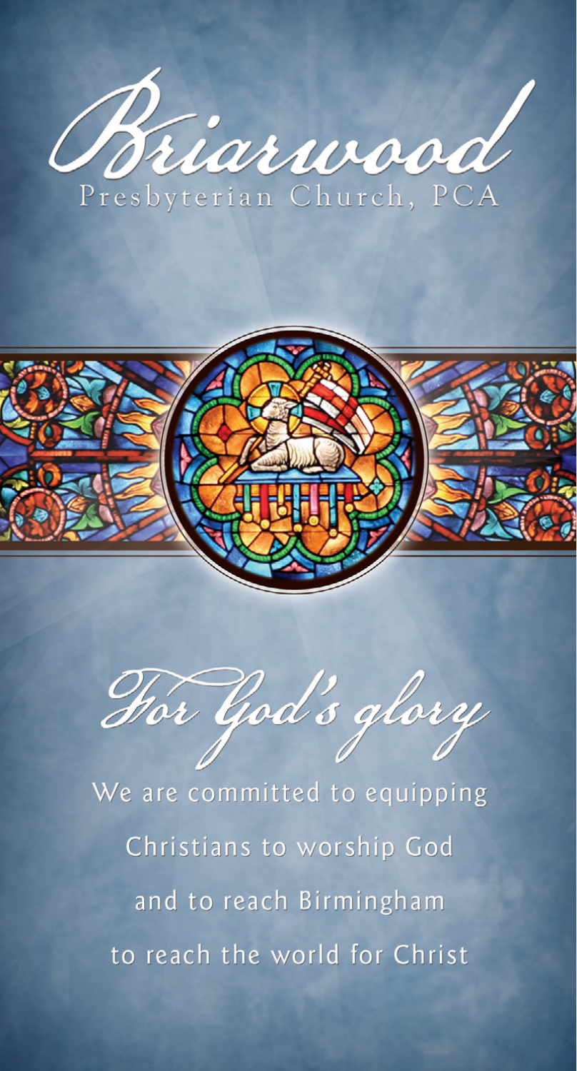# Briarwood

Presbyterian Church, PCA

## *For God's glory*

We are committed to equipping

Christians to worship God

and to reach Birmingham

to reach the world for Christ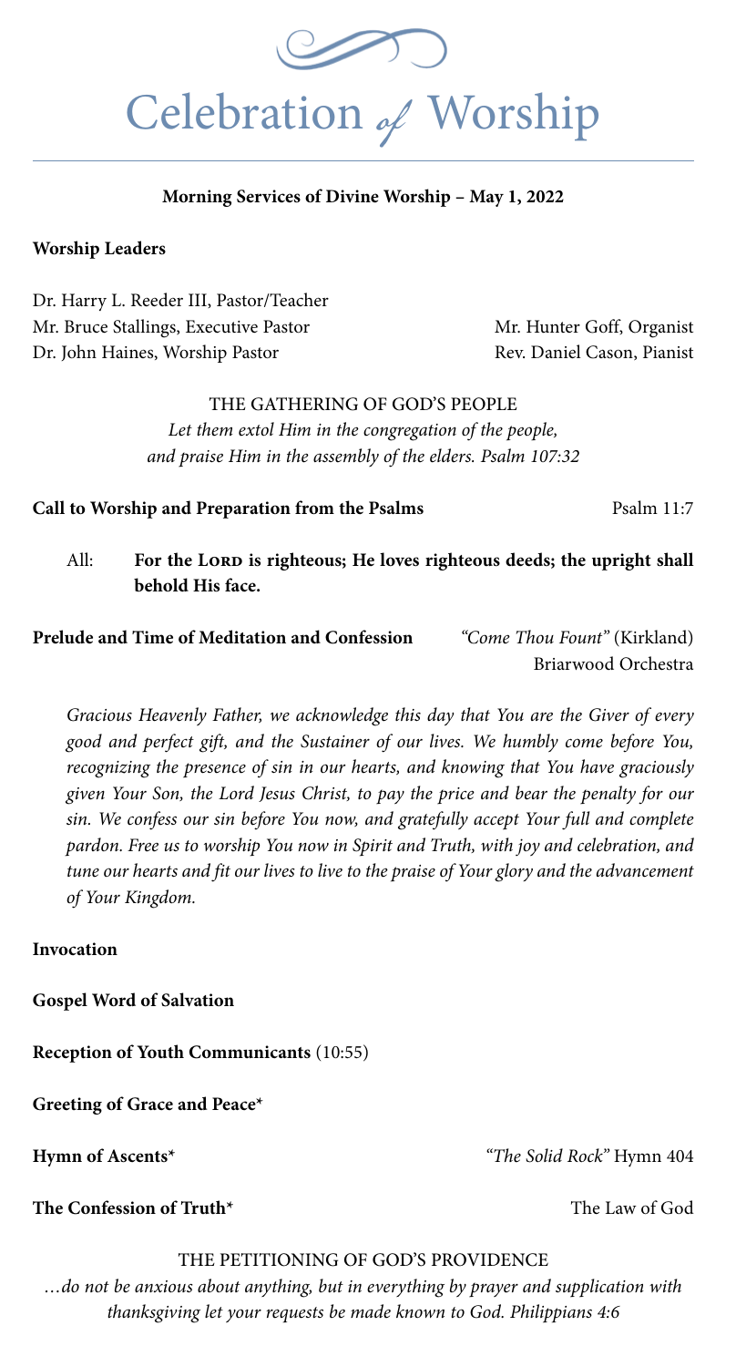# Celebration *of* Worship

**Morning Services of Divine Worship – May 1, 2022**

**Worship Leaders**

Dr. Harry L. Reeder III, Pastor/Teacher
Mr. Bruce Stallings, Executive Pastor
Dr. John Haines, Worship Pastor

Mr. Hunter Goff, Organist
Rev. Daniel Cason, Pianist

## THE GATHERING OF GOD'S PEOPLE

*Let them extol Him in the congregation of the people,*
*and praise Him in the assembly of the elders. Psalm 107:32*

**Call to Worship and Preparation from the Psalms** — Psalm 11:7

All: **For the LORD is righteous; He loves righteous deeds; the upright shall behold His face.**

**Prelude and Time of Meditation and Confession** — *"Come Thou Fount"* (Kirkland)
Briarwood Orchestra

*Gracious Heavenly Father, we acknowledge this day that You are the Giver of every good and perfect gift, and the Sustainer of our lives. We humbly come before You, recognizing the presence of sin in our hearts, and knowing that You have graciously given Your Son, the Lord Jesus Christ, to pay the price and bear the penalty for our sin. We confess our sin before You now, and gratefully accept Your full and complete pardon. Free us to worship You now in Spirit and Truth, with joy and celebration, and tune our hearts and fit our lives to live to the praise of Your glory and the advancement of Your Kingdom.*

**Invocation**

**Gospel Word of Salvation**

**Reception of Youth Communicants** (10:55)

**Greeting of Grace and Peace***

**Hymn of Ascents*** — *"The Solid Rock"* Hymn 404

**The Confession of Truth*** — The Law of God

## THE PETITIONING OF GOD'S PROVIDENCE

*…do not be anxious about anything, but in everything by prayer and supplication with thanksgiving let your requests be made known to God. Philippians 4:6*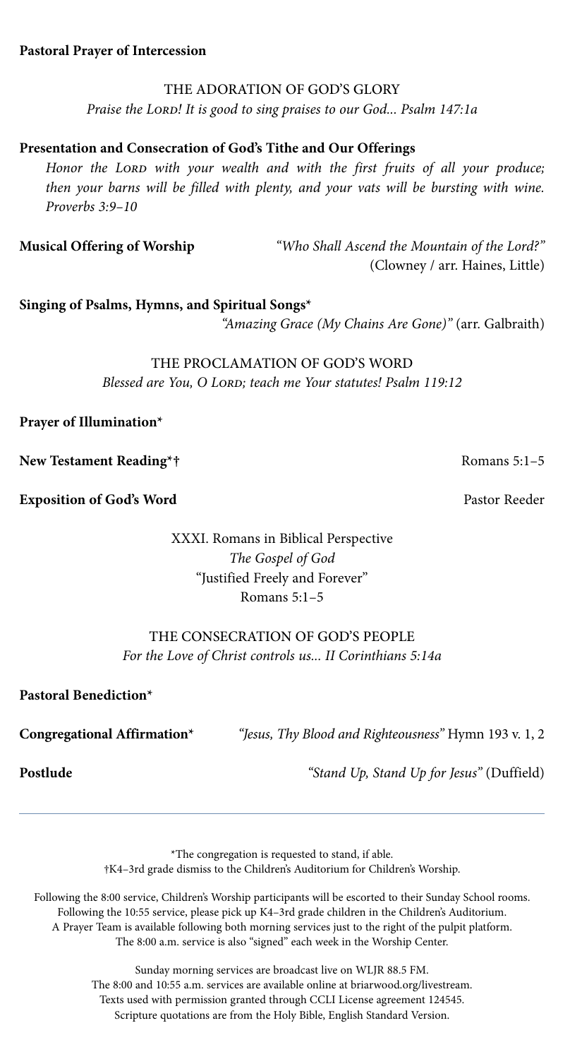**Pastoral Prayer of Intercession**

THE ADORATION OF GOD'S GLORY

*Praise the Lord! It is good to sing praises to our God... Psalm 147:1a*

**Presentation and Consecration of God's Tithe and Our Offerings**

*Honor the Lord with your wealth and with the first fruits of all your produce; then your barns will be filled with plenty, and your vats will be bursting with wine. Proverbs 3:9–10*

**Musical Offering of Worship** *"Who Shall Ascend the Mountain of the Lord?"* (Clowney / arr. Haines, Little)

**Singing of Psalms, Hymns, and Spiritual Songs*** *"Amazing Grace (My Chains Are Gone)"* (arr. Galbraith)

THE PROCLAMATION OF GOD'S WORD

*Blessed are You, O Lord; teach me Your statutes! Psalm 119:12*

**Prayer of Illumination***

**New Testament Reading*†** Romans 5:1–5

**Exposition of God's Word** Pastor Reeder

XXXI. Romans in Biblical Perspective
*The Gospel of God*
"Justified Freely and Forever"
Romans 5:1–5

THE CONSECRATION OF GOD'S PEOPLE

*For the Love of Christ controls us... II Corinthians 5:14a*

**Pastoral Benediction***

**Congregational Affirmation*** *"Jesus, Thy Blood and Righteousness"* Hymn 193 v. 1, 2

**Postlude** *"Stand Up, Stand Up for Jesus"* (Duffield)

---

*The congregation is requested to stand, if able.
†K4–3rd grade dismiss to the Children's Auditorium for Children's Worship.

Following the 8:00 service, Children's Worship participants will be escorted to their Sunday School rooms.
Following the 10:55 service, please pick up K4–3rd grade children in the Children's Auditorium.
A Prayer Team is available following both morning services just to the right of the pulpit platform.
The 8:00 a.m. service is also "signed" each week in the Worship Center.

Sunday morning services are broadcast live on WLJR 88.5 FM.
The 8:00 and 10:55 a.m. services are available online at briarwood.org/livestream.
Texts used with permission granted through CCLI License agreement 124545.
Scripture quotations are from the Holy Bible, English Standard Version.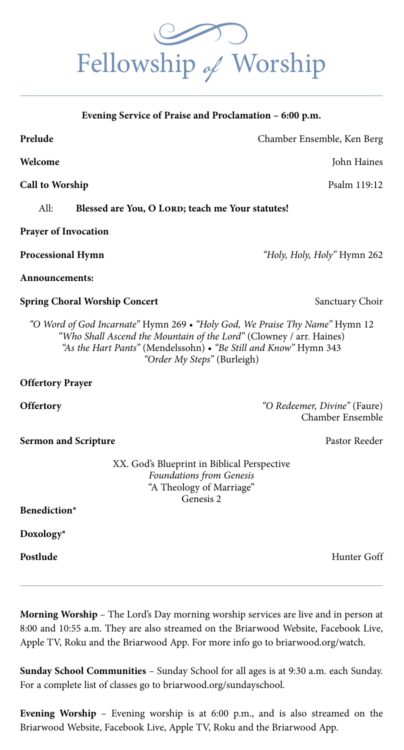# Fellowship of Worship

**Evening Service of Praise and Proclamation – 6:00 p.m.**

**Prelude** Chamber Ensemble, Ken Berg

**Welcome** John Haines

**Call to Worship** Psalm 119:12

All: **Blessed are You, O Lord; teach me Your statutes!**

**Prayer of Invocation**

**Processional Hymn** *"Holy, Holy, Holy"* Hymn 262

**Announcements:**

**Spring Choral Worship Concert** Sanctuary Choir

*"O Word of God Incarnate"* Hymn 269 • *"Holy God, We Praise Thy Name"* Hymn 12
*"Who Shall Ascend the Mountain of the Lord"* (Clowney / arr. Haines)
*"As the Hart Pants"* (Mendelssohn) • *"Be Still and Know"* Hymn 343
*"Order My Steps"* (Burleigh)

**Offertory Prayer**

**Offertory** *"O Redeemer, Divine"* (Faure)
Chamber Ensemble

**Sermon and Scripture** Pastor Reeder

XX. God's Blueprint in Biblical Perspective
*Foundations from Genesis*
"A Theology of Marriage"
Genesis 2

**Benediction***

**Doxology***

**Postlude** Hunter Goff

---

**Morning Worship** – The Lord's Day morning worship services are live and in person at 8:00 and 10:55 a.m. They are also streamed on the Briarwood Website, Facebook Live, Apple TV, Roku and the Briarwood App. For more info go to briarwood.org/watch.

**Sunday School Communities** – Sunday School for all ages is at 9:30 a.m. each Sunday. For a complete list of classes go to briarwood.org/sundayschool.

**Evening Worship** – Evening worship is at 6:00 p.m., and is also streamed on the Briarwood Website, Facebook Live, Apple TV, Roku and the Briarwood App.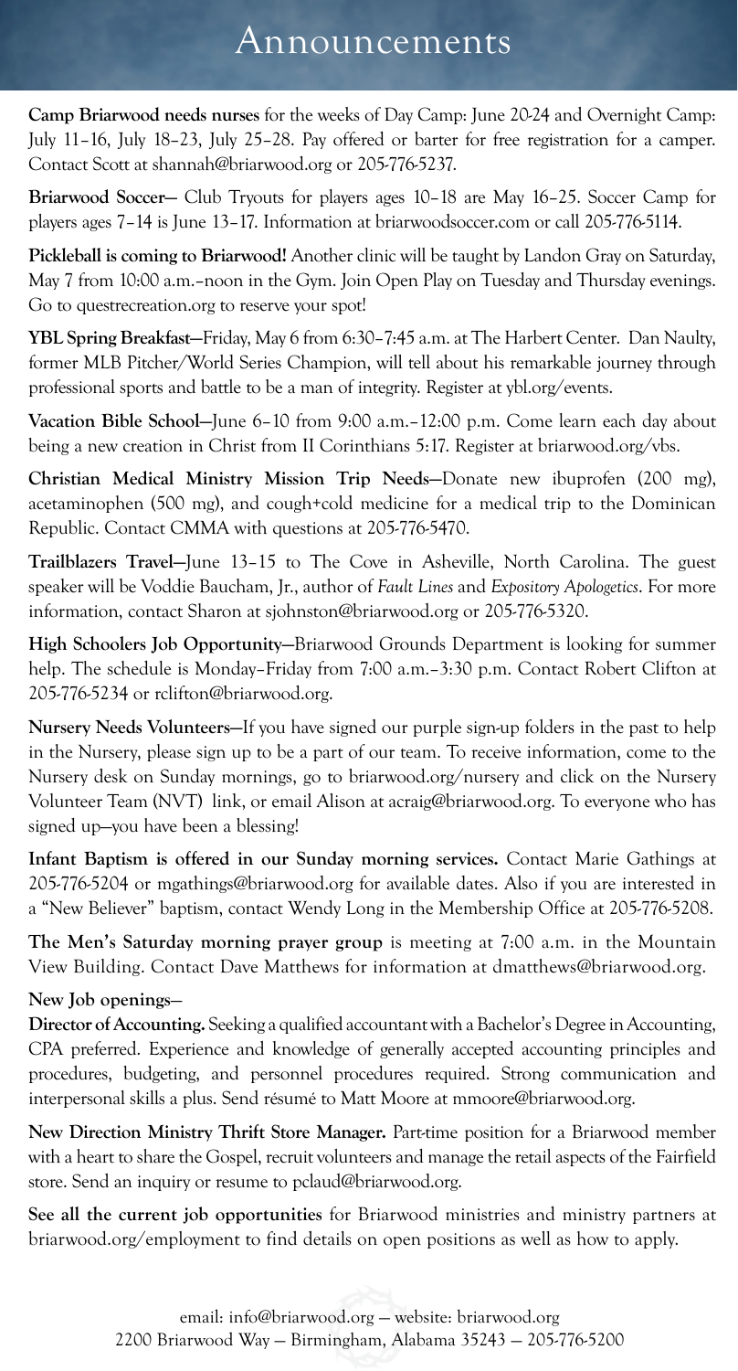# Announcements

**Camp Briarwood needs nurses** for the weeks of Day Camp: June 20-24 and Overnight Camp: July 11–16, July 18–23, July 25–28. Pay offered or barter for free registration for a camper. Contact Scott at shannah@briarwood.org or 205-776-5237.

**Briarwood Soccer—** Club Tryouts for players ages 10–18 are May 16–25. Soccer Camp for players ages 7–14 is June 13–17. Information at briarwoodsoccer.com or call 205-776-5114.

**Pickleball is coming to Briarwood!** Another clinic will be taught by Landon Gray on Saturday, May 7 from 10:00 a.m.–noon in the Gym. Join Open Play on Tuesday and Thursday evenings. Go to questrecreation.org to reserve your spot!

**YBL Spring Breakfast—**Friday, May 6 from 6:30–7:45 a.m. at The Harbert Center. Dan Naulty, former MLB Pitcher/World Series Champion, will tell about his remarkable journey through professional sports and battle to be a man of integrity. Register at ybl.org/events.

**Vacation Bible School—**June 6–10 from 9:00 a.m.–12:00 p.m. Come learn each day about being a new creation in Christ from II Corinthians 5:17. Register at briarwood.org/vbs.

**Christian Medical Ministry Mission Trip Needs—**Donate new ibuprofen (200 mg), acetaminophen (500 mg), and cough+cold medicine for a medical trip to the Dominican Republic. Contact CMMA with questions at 205-776-5470.

**Trailblazers Travel—**June 13–15 to The Cove in Asheville, North Carolina. The guest speaker will be Voddie Baucham, Jr., author of *Fault Lines* and *Expository Apologetics*. For more information, contact Sharon at sjohnston@briarwood.org or 205-776-5320.

**High Schoolers Job Opportunity—**Briarwood Grounds Department is looking for summer help. The schedule is Monday–Friday from 7:00 a.m.–3:30 p.m. Contact Robert Clifton at 205-776-5234 or rclifton@briarwood.org.

**Nursery Needs Volunteers—**If you have signed our purple sign-up folders in the past to help in the Nursery, please sign up to be a part of our team. To receive information, come to the Nursery desk on Sunday mornings, go to briarwood.org/nursery and click on the Nursery Volunteer Team (NVT) link, or email Alison at acraig@briarwood.org. To everyone who has signed up—you have been a blessing!

**Infant Baptism is offered in our Sunday morning services.** Contact Marie Gathings at 205-776-5204 or mgathings@briarwood.org for available dates. Also if you are interested in a "New Believer" baptism, contact Wendy Long in the Membership Office at 205-776-5208.

**The Men's Saturday morning prayer group** is meeting at 7:00 a.m. in the Mountain View Building. Contact Dave Matthews for information at dmatthews@briarwood.org.

**New Job openings—**

**Director of Accounting.** Seeking a qualified accountant with a Bachelor's Degree in Accounting, CPA preferred. Experience and knowledge of generally accepted accounting principles and procedures, budgeting, and personnel procedures required. Strong communication and interpersonal skills a plus. Send résumé to Matt Moore at mmoore@briarwood.org.

**New Direction Ministry Thrift Store Manager.** Part-time position for a Briarwood member with a heart to share the Gospel, recruit volunteers and manage the retail aspects of the Fairfield store. Send an inquiry or resume to pclaud@briarwood.org.

**See all the current job opportunities** for Briarwood ministries and ministry partners at briarwood.org/employment to find details on open positions as well as how to apply.

email: info@briarwood.org — website: briarwood.org
2200 Briarwood Way — Birmingham, Alabama 35243 — 205-776-5200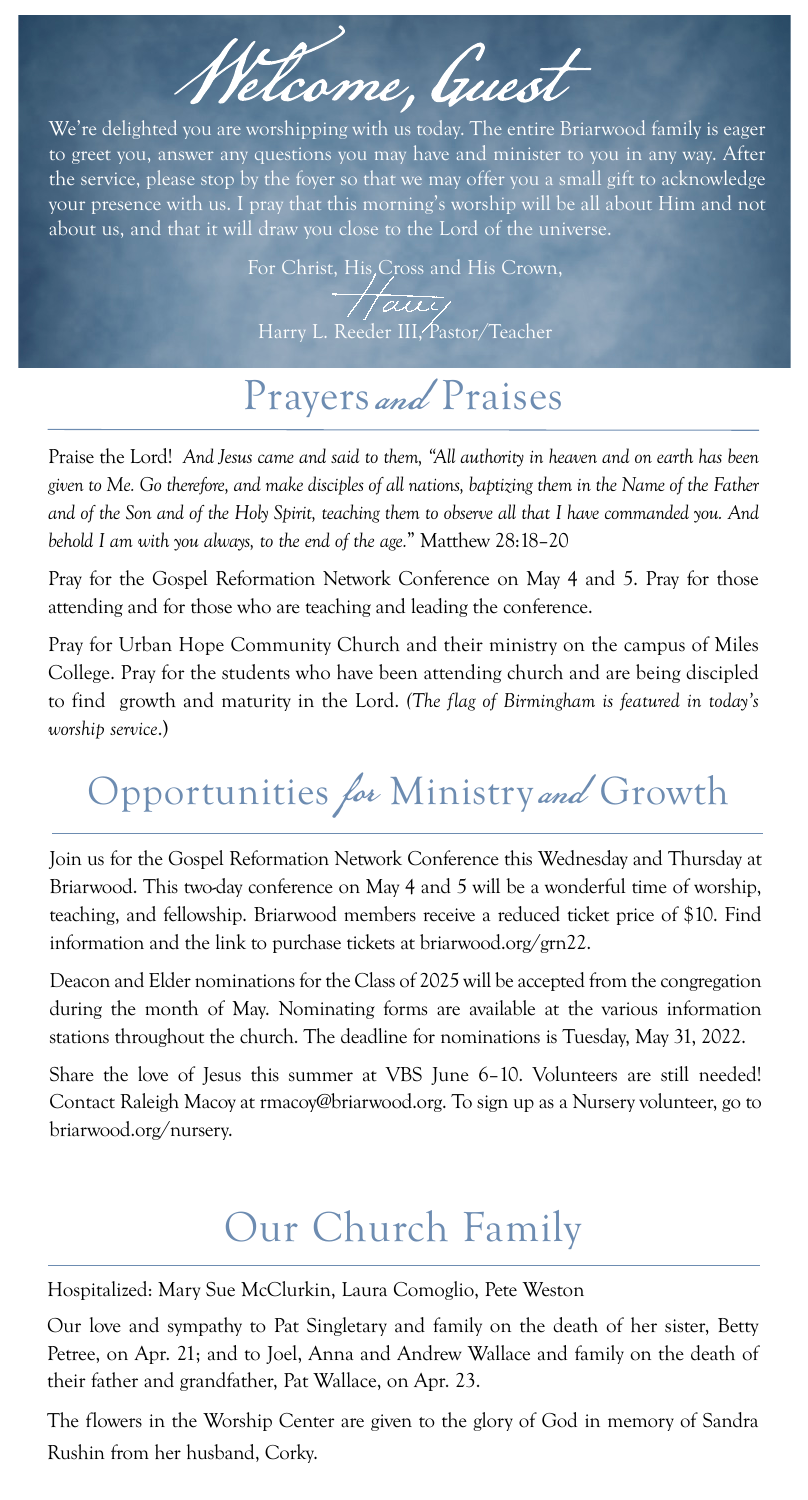# Welcome, Guest

We're delighted you are worshipping with us today. The entire Briarwood family is eager to greet you, answer any questions you may have and minister to you in any way. After the service, please stop by the foyer so that we may offer you a small gift to acknowledge your presence with us. I pray that this morning's worship will be all about Him and not about us, and that it will draw you close to the Lord of the universe.

For Christ, His Cross and His Crown,

Harry

Harry L. Reeder III, Pastor/Teacher

## Prayers *and* Praises

Praise the Lord! *And Jesus came and said to them, "All authority in heaven and on earth has been given to Me. Go therefore, and make disciples of all nations, baptizing them in the Name of the Father and of the Son and of the Holy Spirit, teaching them to observe all that I have commanded you. And behold I am with you always, to the end of the age."* Matthew 28:18–20

Pray for the Gospel Reformation Network Conference on May 4 and 5. Pray for those attending and for those who are teaching and leading the conference.

Pray for Urban Hope Community Church and their ministry on the campus of Miles College. Pray for the students who have been attending church and are being discipled to find growth and maturity in the Lord. (*The flag of Birmingham is featured in today's worship service*.)

## Opportunities *for* Ministry *and* Growth

Join us for the Gospel Reformation Network Conference this Wednesday and Thursday at Briarwood. This two-day conference on May 4 and 5 will be a wonderful time of worship, teaching, and fellowship. Briarwood members receive a reduced ticket price of $10. Find information and the link to purchase tickets at briarwood.org/grn22.

Deacon and Elder nominations for the Class of 2025 will be accepted from the congregation during the month of May. Nominating forms are available at the various information stations throughout the church. The deadline for nominations is Tuesday, May 31, 2022.

Share the love of Jesus this summer at VBS June 6–10. Volunteers are still needed! Contact Raleigh Macoy at rmacoy@briarwood.org. To sign up as a Nursery volunteer, go to briarwood.org/nursery.

## Our Church Family

Hospitalized: Mary Sue McClurkin, Laura Comoglio, Pete Weston

Our love and sympathy to Pat Singletary and family on the death of her sister, Betty Petree, on Apr. 21; and to Joel, Anna and Andrew Wallace and family on the death of their father and grandfather, Pat Wallace, on Apr. 23.

The flowers in the Worship Center are given to the glory of God in memory of Sandra Rushin from her husband, Corky.